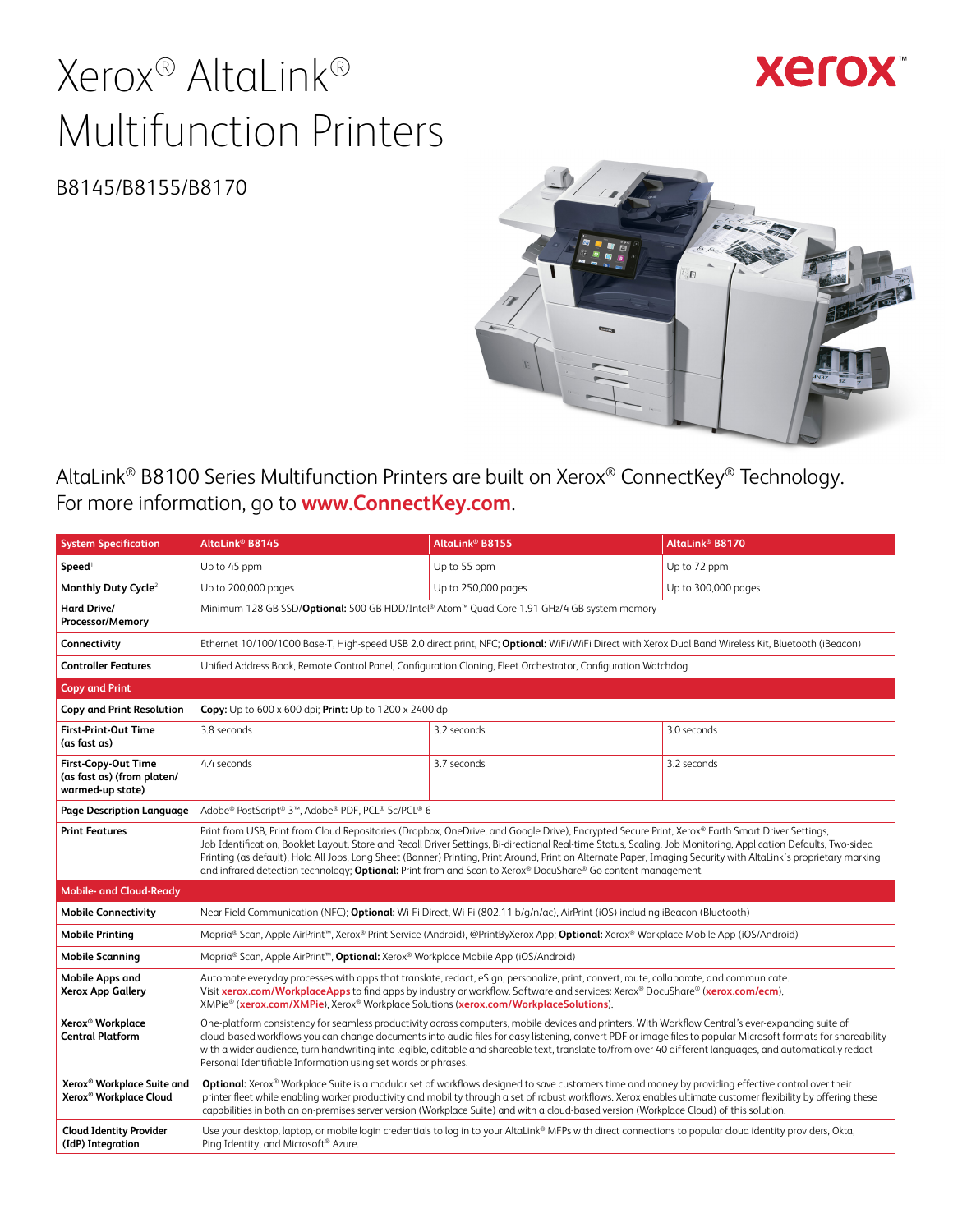# Xerox® AltaLink® Multifunction Printers

B8145/B8155/B8170

AltaLink® B8100 Series Multifunction Printers are built on Xerox® ConnectKey® Technology. For more information, go to **www.ConnectKey.com**.

| System Specification | AltaLink® B8145 | AltaLink® B8155 | AltaLink® B8170 |
|---|---|---|---|
| **Speed**[1] | Up to 45 ppm | Up to 55 ppm | Up to 72 ppm |
| **Monthly Duty Cycle**[2] | Up to 200,000 pages | Up to 250,000 pages | Up to 300,000 pages |
| **Hard Drive/ Processor/Memory** | Minimum 128 GB SSD/**Optional:** 500 GB HDD/Intel® Atom™ Quad Core 1.91 GHz/4 GB system memory | | |
| **Connectivity** | Ethernet 10/100/1000 Base-T, High-speed USB 2.0 direct print, NFC; **Optional:** WiFi/WiFi Direct with Xerox Dual Band Wireless Kit, Bluetooth (iBeacon) | | |
| **Controller Features** | Unified Address Book, Remote Control Panel, Configuration Cloning, Fleet Orchestrator, Configuration Watchdog | | |
| **Copy and Print** | | | |
| **Copy and Print Resolution** | **Copy:** Up to 600 x 600 dpi; **Print:** Up to 1200 x 2400 dpi | | |
| **First-Print-Out Time (as fast as)** | 3.8 seconds | 3.2 seconds | 3.0 seconds |
| **First-Copy-Out Time (as fast as) (from platen/ warmed-up state)** | 4.4 seconds | 3.7 seconds | 3.2 seconds |
| **Page Description Language** | Adobe® PostScript® 3™, Adobe® PDF, PCL® 5c/PCL® 6 | | |
| **Print Features** | Print from USB, Print from Cloud Repositories (Dropbox, OneDrive, and Google Drive), Encrypted Secure Print, Xerox® Earth Smart Driver Settings, Job Identification, Booklet Layout, Store and Recall Driver Settings, Bi-directional Real-time Status, Scaling, Job Monitoring, Application Defaults, Two-sided Printing (as default), Hold All Jobs, Long Sheet (Banner) Printing, Print Around, Print on Alternate Paper, Imaging Security with AltaLink's proprietary marking and infrared detection technology; **Optional:** Print from and Scan to Xerox® DocuShare® Go content management | | |
| **Mobile- and Cloud-Ready** | | | |
| **Mobile Connectivity** | Near Field Communication (NFC); **Optional:** Wi-Fi Direct, Wi-Fi (802.11 b/g/n/ac), AirPrint (iOS) including iBeacon (Bluetooth) | | |
| **Mobile Printing** | Mopria® Scan, Apple AirPrint™, Xerox® Print Service (Android), @PrintByXerox App; **Optional:** Xerox® Workplace Mobile App (iOS/Android) | | |
| **Mobile Scanning** | Mopria® Scan, Apple AirPrint™, **Optional:** Xerox® Workplace Mobile App (iOS/Android) | | |
| **Mobile Apps and Xerox App Gallery** | Automate everyday processes with apps that translate, redact, eSign, personalize, print, convert, route, collaborate, and communicate. Visit **xerox.com/WorkplaceApps** to find apps by industry or workflow. Software and services: Xerox® DocuShare® (**xerox.com/ecm**), XMPie® (**xerox.com/XMPie**), Xerox® Workplace Solutions (**xerox.com/WorkplaceSolutions**). | | |
| **Xerox® Workplace Central Platform** | One-platform consistency for seamless productivity across computers, mobile devices and printers. With Workflow Central's ever-expanding suite of cloud-based workflows you can change documents into audio files for easy listening, convert PDF or image files to popular Microsoft formats for shareability with a wider audience, turn handwriting into legible, editable and shareable text, translate to/from over 40 different languages, and automatically redact Personal Identifiable Information using set words or phrases. | | |
| **Xerox® Workplace Suite and Xerox® Workplace Cloud** | **Optional:** Xerox® Workplace Suite is a modular set of workflows designed to save customers time and money by providing effective control over their printer fleet while enabling worker productivity and mobility through a set of robust workflows. Xerox enables ultimate customer flexibility by offering these capabilities in both an on-premises server version (Workplace Suite) and with a cloud-based version (Workplace Cloud) of this solution. | | |
| **Cloud Identity Provider (IdP) Integration** | Use your desktop, laptop, or mobile login credentials to log in to your AltaLink® MFPs with direct connections to popular cloud identity providers, Okta, Ping Identity, and Microsoft® Azure. | | |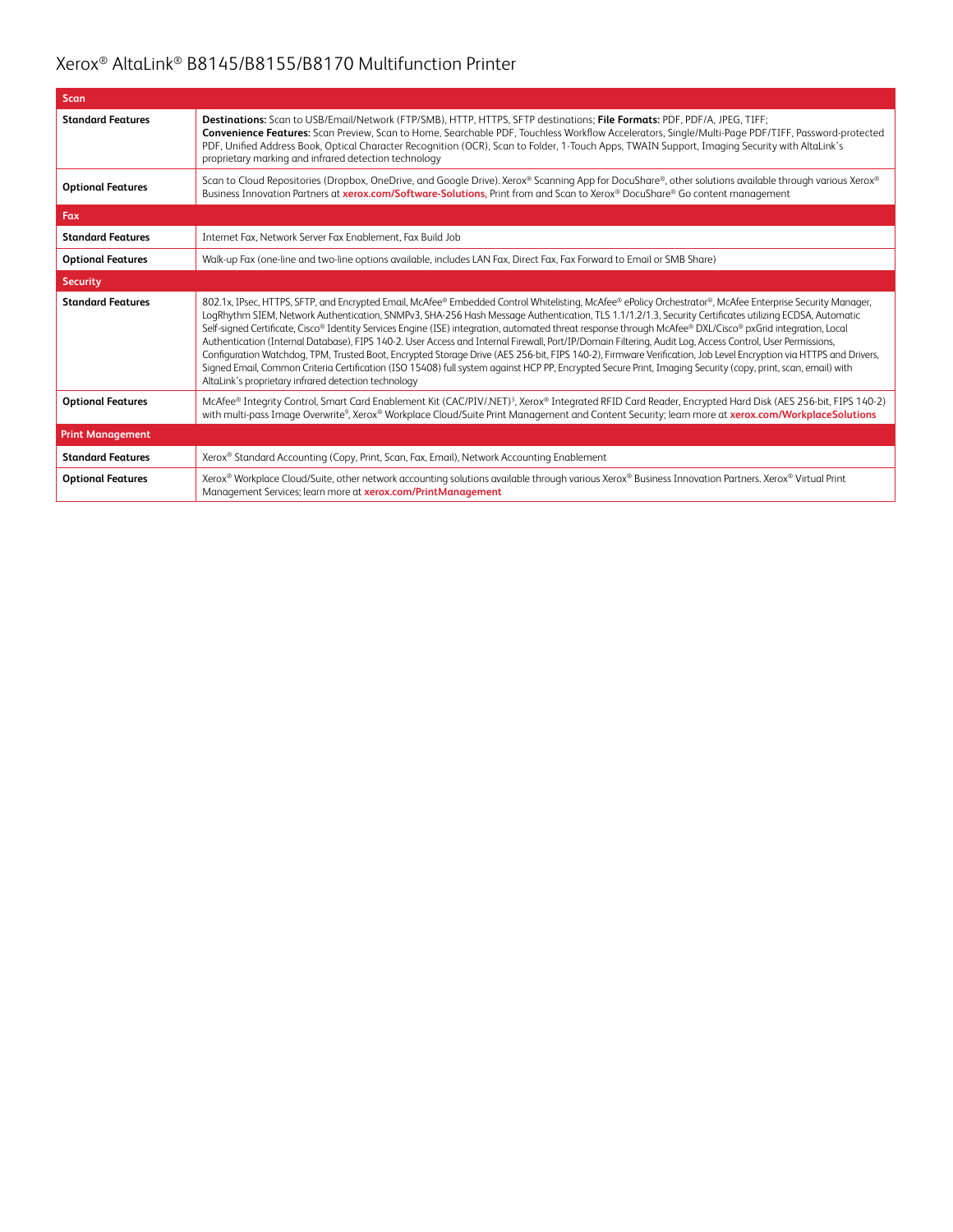# Xerox® AltaLink® B8145/B8155/B8170 Multifunction Printer

| **Scan** | |
|---|---|
| **Standard Features** | **Destinations:** Scan to USB/Email/Network (FTP/SMB), HTTP, HTTPS, SFTP destinations; **File Formats:** PDF, PDF/A, JPEG, TIFF; **Convenience Features:** Scan Preview, Scan to Home, Searchable PDF, Touchless Workflow Accelerators, Single/Multi-Page PDF/TIFF, Password-protected PDF, Unified Address Book, Optical Character Recognition (OCR), Scan to Folder, 1-Touch Apps, TWAIN Support, Imaging Security with AltaLink's proprietary marking and infrared detection technology |
| **Optional Features** | Scan to Cloud Repositories (Dropbox, OneDrive, and Google Drive). Xerox® Scanning App for DocuShare®, other solutions available through various Xerox® Business Innovation Partners at **xerox.com/Software-Solutions**, Print from and Scan to Xerox® DocuShare® Go content management |
| **Fax** | |
| **Standard Features** | Internet Fax, Network Server Fax Enablement, Fax Build Job |
| **Optional Features** | Walk-up Fax (one-line and two-line options available, includes LAN Fax, Direct Fax, Fax Forward to Email or SMB Share) |
| **Security** | |
| **Standard Features** | 802.1x, IPsec, HTTPS, SFTP, and Encrypted Email, McAfee® Embedded Control Whitelisting, McAfee® ePolicy Orchestrator®, McAfee Enterprise Security Manager, LogRhythm SIEM, Network Authentication, SNMPv3, SHA-256 Hash Message Authentication, TLS 1.1/1.2/1.3, Security Certificates utilizing ECDSA, Automatic Self-signed Certificate, Cisco® Identity Services Engine (ISE) integration, automated threat response through McAfee® DXL/Cisco® pxGrid integration, Local Authentication (Internal Database), FIPS 140-2. User Access and Internal Firewall, Port/IP/Domain Filtering, Audit Log, Access Control, User Permissions, Configuration Watchdog, TPM, Trusted Boot, Encrypted Storage Drive (AES 256-bit, FIPS 140-2), Firmware Verification, Job Level Encryption via HTTPS and Drivers, Signed Email, Common Criteria Certification (ISO 15408) full system against HCP PP, Encrypted Secure Print, Imaging Security (copy, print, scan, email) with AltaLink's proprietary infrared detection technology |
| **Optional Features** | McAfee® Integrity Control, Smart Card Enablement Kit (CAC/PIV/.NET)[3], Xerox® Integrated RFID Card Reader, Encrypted Hard Disk (AES 256-bit, FIPS 140-2) with multi-pass Image Overwrite[9], Xerox® Workplace Cloud/Suite Print Management and Content Security; learn more at **xerox.com/WorkplaceSolutions** |
| **Print Management** | |
| **Standard Features** | Xerox® Standard Accounting (Copy, Print, Scan, Fax, Email), Network Accounting Enablement |
| **Optional Features** | Xerox® Workplace Cloud/Suite, other network accounting solutions available through various Xerox® Business Innovation Partners. Xerox® Virtual Print Management Services; learn more at **xerox.com/PrintManagement** |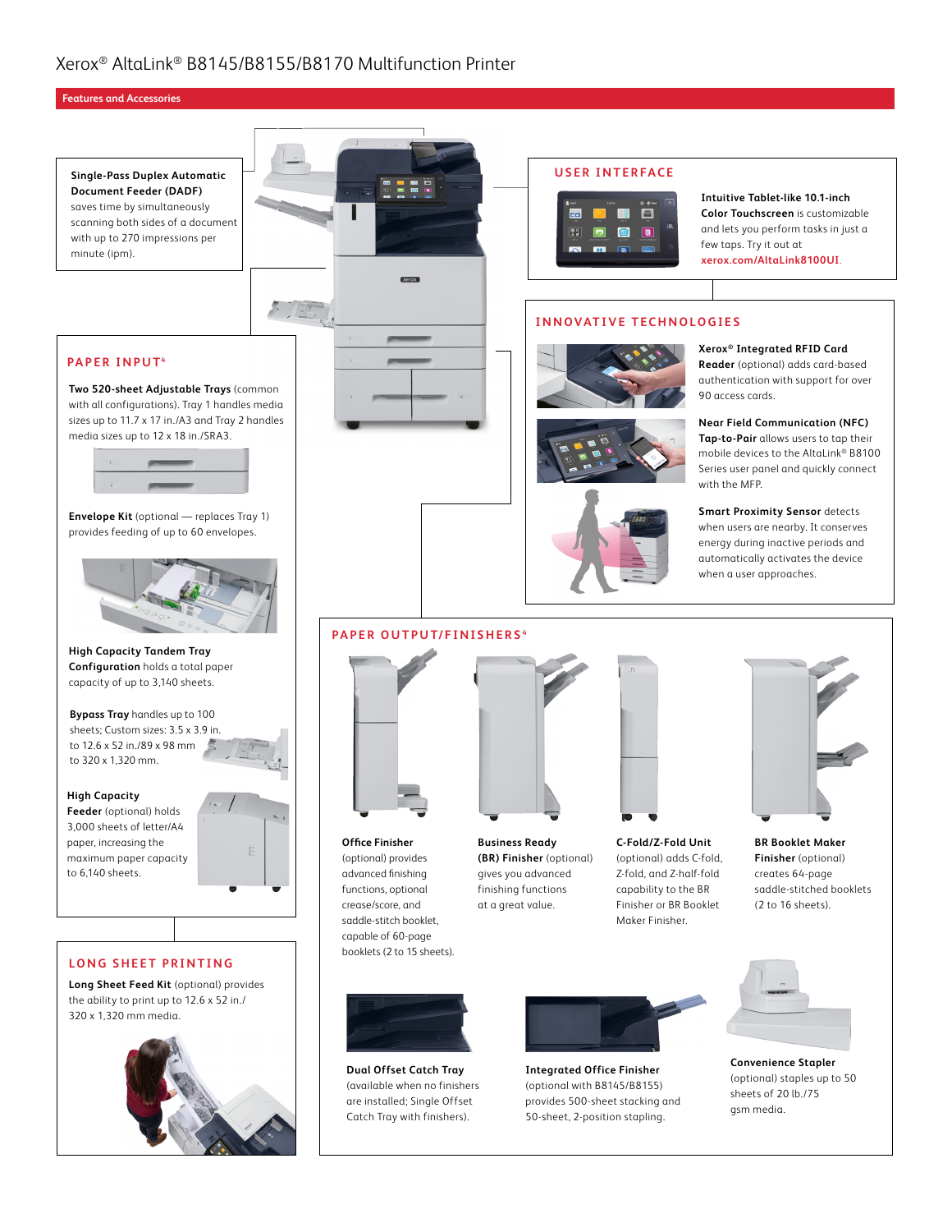# Xerox® AltaLink® B8145/B8155/B8170 Multifunction Printer

## Features and Accessories

**Single-Pass Duplex Automatic Document Feeder (DADF)** saves time by simultaneously scanning both sides of a document with up to 270 impressions per minute (ipm).

### USER INTERFACE

**Intuitive Tablet-like 10.1-inch Color Touchscreen** is customizable and lets you perform tasks in just a few taps. Try it out at xerox.com/AltaLink8100UI.

### INNOVATIVE TECHNOLOGIES

**Xerox® Integrated RFID Card Reader** (optional) adds card-based authentication with support for over 90 access cards.

**Near Field Communication (NFC) Tap-to-Pair** allows users to tap their mobile devices to the AltaLink® B8100 Series user panel and quickly connect with the MFP.

**Smart Proximity Sensor** detects when users are nearby. It conserves energy during inactive periods and automatically activates the device when a user approaches.

### PAPER INPUT[4]

**Two 520-sheet Adjustable Trays** (common with all configurations). Tray 1 handles media sizes up to 11.7 x 17 in./A3 and Tray 2 handles media sizes up to 12 x 18 in./SRA3.

**Envelope Kit** (optional — replaces Tray 1) provides feeding of up to 60 envelopes.

**High Capacity Tandem Tray Configuration** holds a total paper capacity of up to 3,140 sheets.

**Bypass Tray** handles up to 100 sheets; Custom sizes: 3.5 x 3.9 in. to 12.6 x 52 in./89 x 98 mm to 320 x 1,320 mm.

**High Capacity Feeder** (optional) holds 3,000 sheets of letter/A4 paper, increasing the maximum paper capacity to 6,140 sheets.

### LONG SHEET PRINTING

**Long Sheet Feed Kit** (optional) provides the ability to print up to 12.6 x 52 in./320 x 1,320 mm media.

### PAPER OUTPUT/FINISHERS[4]

**Office Finisher** (optional) provides advanced finishing functions, optional crease/score, and saddle-stitch booklet, capable of 60-page booklets (2 to 15 sheets).

**Business Ready (BR) Finisher** (optional) gives you advanced finishing functions at a great value.

**C-Fold/Z-Fold Unit** (optional) adds C-fold, Z-fold, and Z-half-fold capability to the BR Finisher or BR Booklet Maker Finisher.

**BR Booklet Maker Finisher** (optional) creates 64-page saddle-stitched booklets (2 to 16 sheets).

**Dual Offset Catch Tray** (available when no finishers are installed; Single Offset Catch Tray with finishers).

**Integrated Office Finisher** (optional with B8145/B8155) provides 500-sheet stacking and 50-sheet, 2-position stapling.

**Convenience Stapler** (optional) staples up to 50 sheets of 20 lb./75 gsm media.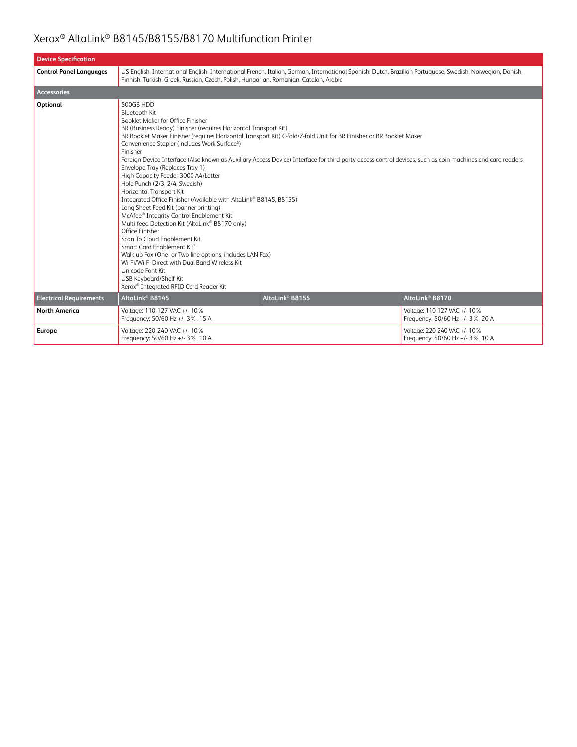# Xerox® AltaLink® B8145/B8155/B8170 Multifunction Printer

| Device Specification | | | |
|---|---|---|---|
| **Control Panel Languages** | US English, International English, International French, Italian, German, International Spanish, Dutch, Brazilian Portuguese, Swedish, Norwegian, Danish, Finnish, Turkish, Greek, Russian, Czech, Polish, Hungarian, Romanian, Catalan, Arabic | | |
| **Accessories** | | | |
| **Optional** | 500GB HDD<br>Bluetooth Kit<br>Booklet Maker for Office Finisher<br>BR (Business Ready) Finisher (requires Horizontal Transport Kit)<br>BR Booklet Maker Finisher (requires Horizontal Transport Kit) C-fold/Z-fold Unit for BR Finisher or BR Booklet Maker<br>Convenience Stapler (includes Work Surface[5])<br>Finisher<br>Foreign Device Interface (Also known as Auxiliary Access Device) Interface for third-party access control devices, such as coin machines and card readers<br>Envelope Tray (Replaces Tray 1)<br>High Capacity Feeder 3000 A4/Letter<br>Hole Punch (2/3, 2/4, Swedish)<br>Horizontal Transport Kit<br>Integrated Office Finisher (Available with AltaLink® B8145, B8155)<br>Long Sheet Feed Kit (banner printing)<br>McAfee® Integrity Control Enablement Kit<br>Multi-feed Detection Kit (AltaLink® B8170 only)<br>Office Finisher<br>Scan To Cloud Enablement Kit<br>Smart Card Enablement Kit[3]<br>Walk-up Fax (One- or Two-line options, includes LAN Fax)<br>Wi-Fi/Wi-Fi Direct with Dual Band Wireless Kit<br>Unicode Font Kit<br>USB Keyboard/Shelf Kit<br>Xerox® Integrated RFID Card Reader Kit | | |
| **Electrical Requirements** | **AltaLink® B8145** | **AltaLink® B8155** | **AltaLink® B8170** |
| **North America** | Voltage: 110-127 VAC +/- 10%<br>Frequency: 50/60 Hz +/- 3%, 15 A | | Voltage: 110-127 VAC +/- 10%<br>Frequency: 50/60 Hz +/- 3%, 20 A |
| **Europe** | Voltage: 220-240 VAC +/- 10%<br>Frequency: 50/60 Hz +/- 3%, 10 A | | Voltage: 220-240 VAC +/- 10%<br>Frequency: 50/60 Hz +/- 3%, 10 A |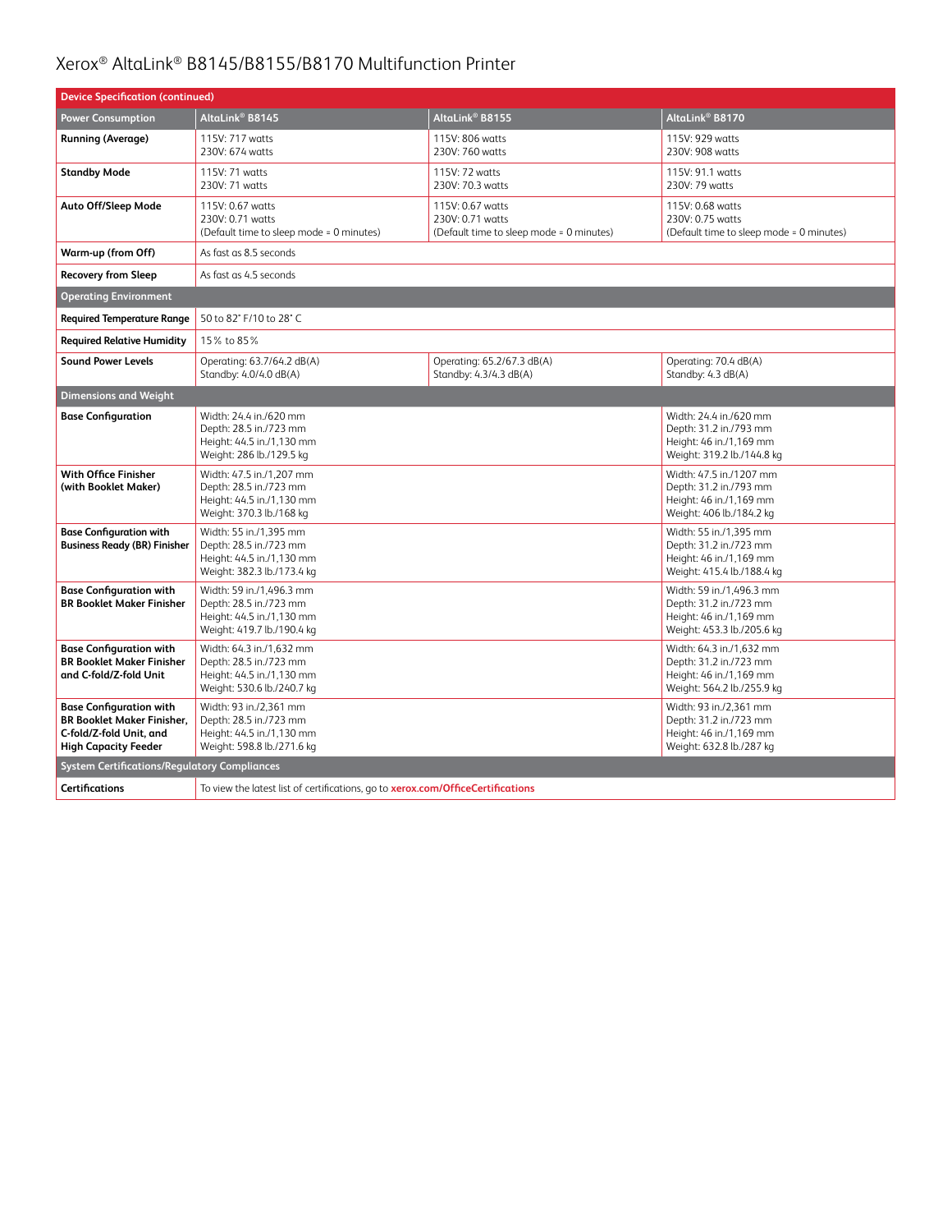# Xerox® AltaLink® B8145/B8155/B8170 Multifunction Printer

| Device Specification (continued) | | | |
|---|---|---|---|
| **Power Consumption** | **AltaLink® B8145** | **AltaLink® B8155** | **AltaLink® B8170** |
| **Running (Average)** | 115V: 717 watts<br>230V: 674 watts | 115V: 806 watts<br>230V: 760 watts | 115V: 929 watts<br>230V: 908 watts |
| **Standby Mode** | 115V: 71 watts<br>230V: 71 watts | 115V: 72 watts<br>230V: 70.3 watts | 115V: 91.1 watts<br>230V: 79 watts |
| **Auto Off/Sleep Mode** | 115V: 0.67 watts<br>230V: 0.71 watts<br>(Default time to sleep mode = 0 minutes) | 115V: 0.67 watts<br>230V: 0.71 watts<br>(Default time to sleep mode = 0 minutes) | 115V: 0.68 watts<br>230V: 0.75 watts<br>(Default time to sleep mode = 0 minutes) |
| **Warm-up (from Off)** | As fast as 8.5 seconds | | |
| **Recovery from Sleep** | As fast as 4.5 seconds | | |
| **Operating Environment** | | | |
| **Required Temperature Range** | 50 to 82° F/10 to 28° C | | |
| **Required Relative Humidity** | 15% to 85% | | |
| **Sound Power Levels** | Operating: 63.7/64.2 dB(A)<br>Standby: 4.0/4.0 dB(A) | Operating: 65.2/67.3 dB(A)<br>Standby: 4.3/4.3 dB(A) | Operating: 70.4 dB(A)<br>Standby: 4.3 dB(A) |
| **Dimensions and Weight** | | | |
| **Base Configuration** | Width: 24.4 in./620 mm<br>Depth: 28.5 in./723 mm<br>Height: 44.5 in./1,130 mm<br>Weight: 286 lb./129.5 kg | | Width: 24.4 in./620 mm<br>Depth: 31.2 in./793 mm<br>Height: 46 in./1,169 mm<br>Weight: 319.2 lb./144.8 kg |
| **With Office Finisher (with Booklet Maker)** | Width: 47.5 in./1,207 mm<br>Depth: 28.5 in./723 mm<br>Height: 44.5 in./1,130 mm<br>Weight: 370.3 lb./168 kg | | Width: 47.5 in./1207 mm<br>Depth: 31.2 in./793 mm<br>Height: 46 in./1,169 mm<br>Weight: 406 lb./184.2 kg |
| **Base Configuration with Business Ready (BR) Finisher** | Width: 55 in./1,395 mm<br>Depth: 28.5 in./723 mm<br>Height: 44.5 in./1,130 mm<br>Weight: 382.3 lb./173.4 kg | | Width: 55 in./1,395 mm<br>Depth: 31.2 in./723 mm<br>Height: 46 in./1,169 mm<br>Weight: 415.4 lb./188.4 kg |
| **Base Configuration with BR Booklet Maker Finisher** | Width: 59 in./1,496.3 mm<br>Depth: 28.5 in./723 mm<br>Height: 44.5 in./1,130 mm<br>Weight: 419.7 lb./190.4 kg | | Width: 59 in./1,496.3 mm<br>Depth: 31.2 in./723 mm<br>Height: 46 in./1,169 mm<br>Weight: 453.3 lb./205.6 kg |
| **Base Configuration with BR Booklet Maker Finisher and C-fold/Z-fold Unit** | Width: 64.3 in./1,632 mm<br>Depth: 28.5 in./723 mm<br>Height: 44.5 in./1,130 mm<br>Weight: 530.6 lb./240.7 kg | | Width: 64.3 in./1,632 mm<br>Depth: 31.2 in./723 mm<br>Height: 46 in./1,169 mm<br>Weight: 564.2 lb./255.9 kg |
| **Base Configuration with BR Booklet Maker Finisher, C-fold/Z-fold Unit, and High Capacity Feeder** | Width: 93 in./2,361 mm<br>Depth: 28.5 in./723 mm<br>Height: 44.5 in./1,130 mm<br>Weight: 598.8 lb./271.6 kg | | Width: 93 in./2,361 mm<br>Depth: 31.2 in./723 mm<br>Height: 46 in./1,169 mm<br>Weight: 632.8 lb./287 kg |
| **System Certifications/Regulatory Compliances** | | | |
| **Certifications** | To view the latest list of certifications, go to **xerox.com/OfficeCertifications** | | |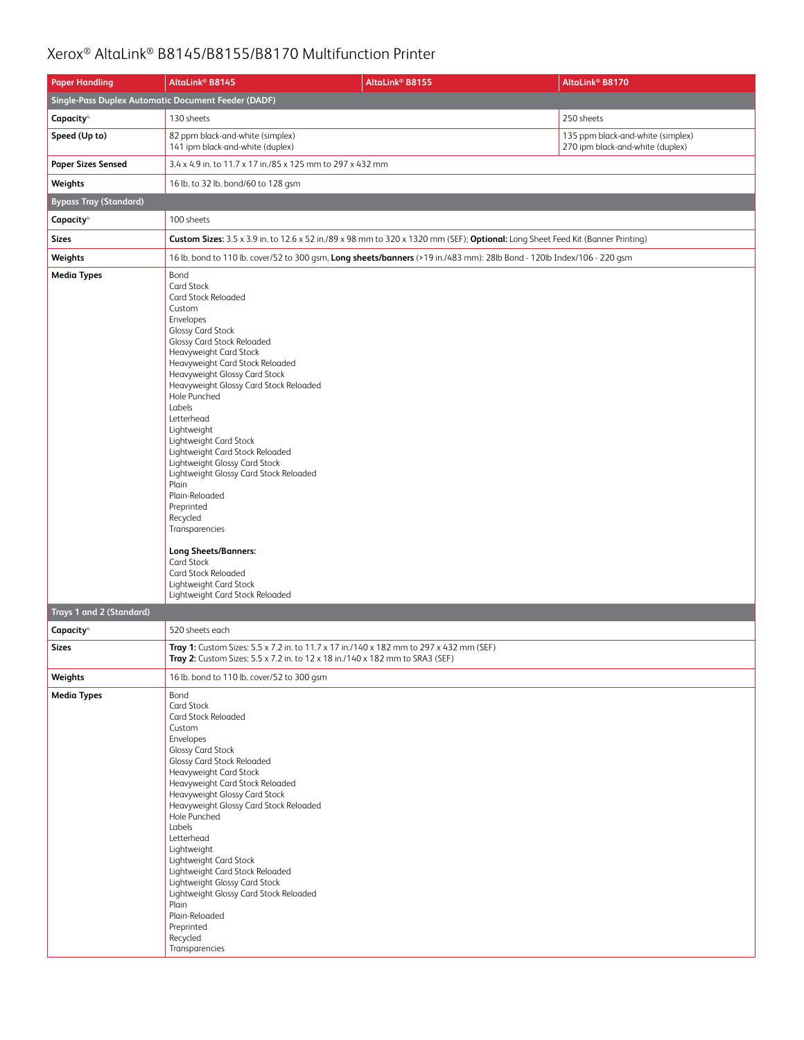# Xerox® AltaLink® B8145/B8155/B8170 Multifunction Printer

| Paper Handling | AltaLink® B8145 | AltaLink® B8155 | AltaLink® B8170 |
|---|---|---|---|
| **Single-Pass Duplex Automatic Document Feeder (DADF)** | | | |
| **Capacity**[4] | 130 sheets | | 250 sheets |
| **Speed (Up to)** | 82 ppm black-and-white (simplex)<br>141 ipm black-and-white (duplex) | | 135 ppm black-and-white (simplex)<br>270 ipm black-and-white (duplex) |
| **Paper Sizes Sensed** | 3.4 x 4.9 in. to 11.7 x 17 in./85 x 125 mm to 297 x 432 mm | | |
| **Weights** | 16 lb. to 32 lb. bond/60 to 128 gsm | | |
| **Bypass Tray (Standard)** | | | |
| **Capacity**[4] | 100 sheets | | |
| **Sizes** | **Custom Sizes:** 3.5 x 3.9 in. to 12.6 x 52 in./89 x 98 mm to 320 x 1320 mm (SEF); **Optional:** Long Sheet Feed Kit (Banner Printing) | | |
| **Weights** | 16 lb. bond to 110 lb. cover/52 to 300 gsm, **Long sheets/banners** (>19 in./483 mm): 28lb Bond - 120lb Index/106 - 220 gsm | | |
| **Media Types** | Bond<br>Card Stock<br>Card Stock Reloaded<br>Custom<br>Envelopes<br>Glossy Card Stock<br>Glossy Card Stock Reloaded<br>Heavyweight Card Stock<br>Heavyweight Card Stock Reloaded<br>Heavyweight Glossy Card Stock<br>Heavyweight Glossy Card Stock Reloaded<br>Hole Punched<br>Labels<br>Letterhead<br>Lightweight<br>Lightweight Card Stock<br>Lightweight Card Stock Reloaded<br>Lightweight Glossy Card Stock<br>Lightweight Glossy Card Stock Reloaded<br>Plain<br>Plain-Reloaded<br>Preprinted<br>Recycled<br>Transparencies<br><br>**Long Sheets/Banners:**<br>Card Stock<br>Card Stock Reloaded<br>Lightweight Card Stock<br>Lightweight Card Stock Reloaded | | |
| **Trays 1 and 2 (Standard)** | | | |
| **Capacity**[4] | 520 sheets each | | |
| **Sizes** | **Tray 1:** Custom Sizes: 5.5 x 7.2 in. to 11.7 x 17 in./140 x 182 mm to 297 x 432 mm (SEF)<br>**Tray 2:** Custom Sizes: 5.5 x 7.2 in. to 12 x 18 in./140 x 182 mm to SRA3 (SEF) | | |
| **Weights** | 16 lb. bond to 110 lb. cover/52 to 300 gsm | | |
| **Media Types** | Bond<br>Card Stock<br>Card Stock Reloaded<br>Custom<br>Envelopes<br>Glossy Card Stock<br>Glossy Card Stock Reloaded<br>Heavyweight Card Stock<br>Heavyweight Card Stock Reloaded<br>Heavyweight Glossy Card Stock<br>Heavyweight Glossy Card Stock Reloaded<br>Hole Punched<br>Labels<br>Letterhead<br>Lightweight<br>Lightweight Card Stock<br>Lightweight Card Stock Reloaded<br>Lightweight Glossy Card Stock<br>Lightweight Glossy Card Stock Reloaded<br>Plain<br>Plain-Reloaded<br>Preprinted<br>Recycled<br>Transparencies | | |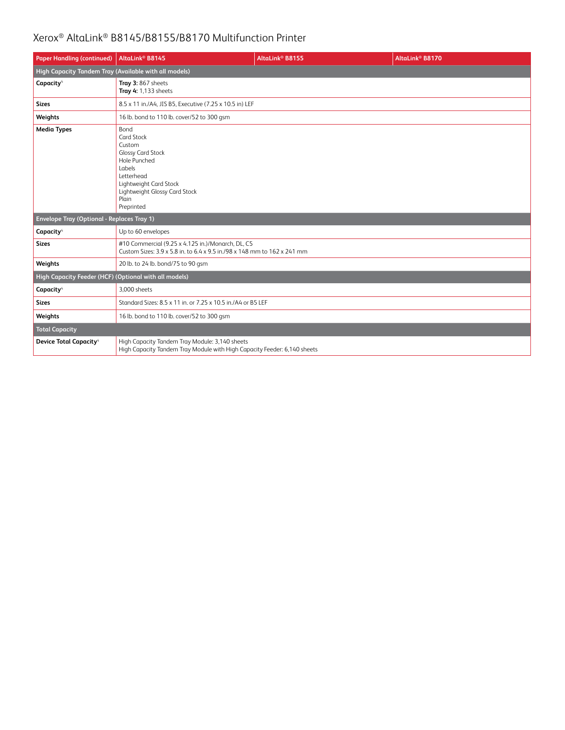# Xerox® AltaLink® B8145/B8155/B8170 Multifunction Printer

| Paper Handling (continued) | AltaLink® B8145 | AltaLink® B8155 | AltaLink® B8170 |
|---|---|---|---|
| **High Capacity Tandem Tray (Available with all models)** | | | |
| **Capacity**[4] | **Tray 3:** 867 sheets<br>**Tray 4:** 1,133 sheets | | |
| **Sizes** | 8.5 x 11 in./A4, JIS B5, Executive (7.25 x 10.5 in) LEF | | |
| **Weights** | 16 lb. bond to 110 lb. cover/52 to 300 gsm | | |
| **Media Types** | Bond<br>Card Stock<br>Custom<br>Glossy Card Stock<br>Hole Punched<br>Labels<br>Letterhead<br>Lightweight Card Stock<br>Lightweight Glossy Card Stock<br>Plain<br>Preprinted | | |
| **Envelope Tray (Optional - Replaces Tray 1)** | | | |
| **Capacity**[4] | Up to 60 envelopes | | |
| **Sizes** | #10 Commercial (9.25 x 4.125 in.)/Monarch, DL, C5<br>Custom Sizes: 3.9 x 5.8 in. to 6.4 x 9.5 in./98 x 148 mm to 162 x 241 mm | | |
| **Weights** | 20 lb. to 24 lb. bond/75 to 90 gsm | | |
| **High Capacity Feeder (HCF) (Optional with all models)** | | | |
| **Capacity**[4] | 3,000 sheets | | |
| **Sizes** | Standard Sizes: 8.5 x 11 in. or 7.25 x 10.5 in./A4 or B5 LEF | | |
| **Weights** | 16 lb. bond to 110 lb. cover/52 to 300 gsm | | |
| **Total Capacity** | | | |
| **Device Total Capacity**[4] | High Capacity Tandem Tray Module: 3,140 sheets<br>High Capacity Tandem Tray Module with High Capacity Feeder: 6,140 sheets | | |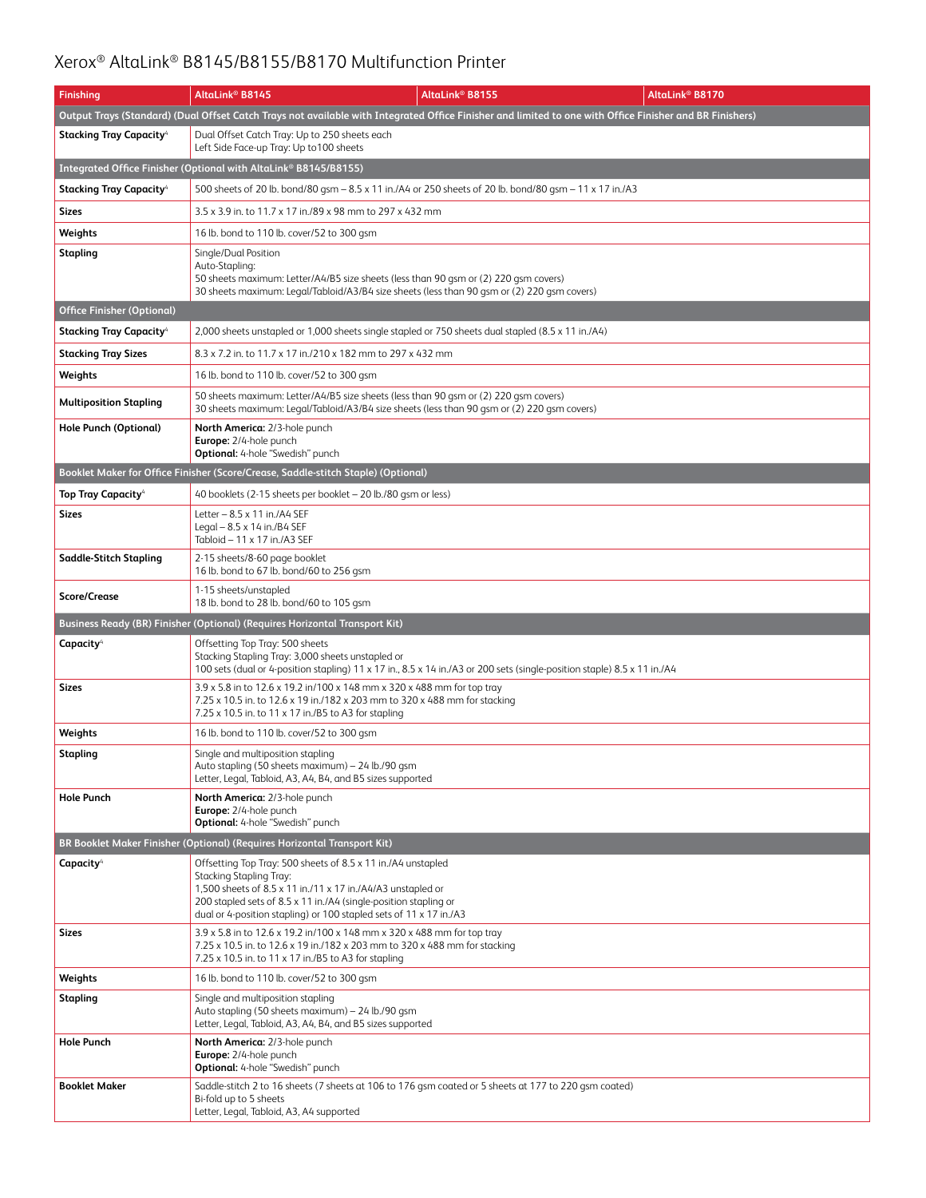# Xerox® AltaLink® B8145/B8155/B8170 Multifunction Printer

| Finishing | AltaLink® B8145 | AltaLink® B8155 | AltaLink® B8170 |
|---|---|---|---|
| **Output Trays (Standard) (Dual Offset Catch Trays not available with Integrated Office Finisher and limited to one with Office Finisher and BR Finishers)** | | | |
| **Stacking Tray Capacity**[4] | Dual Offset Catch Tray: Up to 250 sheets each<br>Left Side Face-up Tray: Up to100 sheets | | |
| **Integrated Office Finisher (Optional with AltaLink® B8145/B8155)** | | | |
| **Stacking Tray Capacity**[4] | 500 sheets of 20 lb. bond/80 gsm – 8.5 x 11 in./A4 or 250 sheets of 20 lb. bond/80 gsm – 11 x 17 in./A3 | | |
| **Sizes** | 3.5 x 3.9 in. to 11.7 x 17 in./89 x 98 mm to 297 x 432 mm | | |
| **Weights** | 16 lb. bond to 110 lb. cover/52 to 300 gsm | | |
| **Stapling** | Single/Dual Position<br>Auto-Stapling:<br>50 sheets maximum: Letter/A4/B5 size sheets (less than 90 gsm or (2) 220 gsm covers)<br>30 sheets maximum: Legal/Tabloid/A3/B4 size sheets (less than 90 gsm or (2) 220 gsm covers) | | |
| **Office Finisher (Optional)** | | | |
| **Stacking Tray Capacity**[4] | 2,000 sheets unstapled or 1,000 sheets single stapled or 750 sheets dual stapled (8.5 x 11 in./A4) | | |
| **Stacking Tray Sizes** | 8.3 x 7.2 in. to 11.7 x 17 in./210 x 182 mm to 297 x 432 mm | | |
| **Weights** | 16 lb. bond to 110 lb. cover/52 to 300 gsm | | |
| **Multiposition Stapling** | 50 sheets maximum: Letter/A4/B5 size sheets (less than 90 gsm or (2) 220 gsm covers)<br>30 sheets maximum: Legal/Tabloid/A3/B4 size sheets (less than 90 gsm or (2) 220 gsm covers) | | |
| **Hole Punch (Optional)** | **North America:** 2/3-hole punch<br>**Europe:** 2/4-hole punch<br>**Optional:** 4-hole "Swedish" punch | | |
| **Booklet Maker for Office Finisher (Score/Crease, Saddle-stitch Staple) (Optional)** | | | |
| **Top Tray Capacity**[4] | 40 booklets (2-15 sheets per booklet – 20 lb./80 gsm or less) | | |
| **Sizes** | Letter – 8.5 x 11 in./A4 SEF<br>Legal – 8.5 x 14 in./B4 SEF<br>Tabloid – 11 x 17 in./A3 SEF | | |
| **Saddle-Stitch Stapling** | 2-15 sheets/8-60 page booklet<br>16 lb. bond to 67 lb. bond/60 to 256 gsm | | |
| **Score/Crease** | 1-15 sheets/unstapled<br>18 lb. bond to 28 lb. bond/60 to 105 gsm | | |
| **Business Ready (BR) Finisher (Optional) (Requires Horizontal Transport Kit)** | | | |
| **Capacity**[4] | Offsetting Top Tray: 500 sheets<br>Stacking Stapling Tray: 3,000 sheets unstapled or<br>100 sets (dual or 4-position stapling) 11 x 17 in., 8.5 x 14 in./A3 or 200 sets (single-position staple) 8.5 x 11 in./A4 | | |
| **Sizes** | 3.9 x 5.8 in to 12.6 x 19.2 in/100 x 148 mm x 320 x 488 mm for top tray<br>7.25 x 10.5 in. to 12.6 x 19 in./182 x 203 mm to 320 x 488 mm for stacking<br>7.25 x 10.5 in. to 11 x 17 in./B5 to A3 for stapling | | |
| **Weights** | 16 lb. bond to 110 lb. cover/52 to 300 gsm | | |
| **Stapling** | Single and multiposition stapling<br>Auto stapling (50 sheets maximum) – 24 lb./90 gsm<br>Letter, Legal, Tabloid, A3, A4, B4, and B5 sizes supported | | |
| **Hole Punch** | **North America:** 2/3-hole punch<br>**Europe:** 2/4-hole punch<br>**Optional:** 4-hole "Swedish" punch | | |
| **BR Booklet Maker Finisher (Optional) (Requires Horizontal Transport Kit)** | | | |
| **Capacity**[4] | Offsetting Top Tray: 500 sheets of 8.5 x 11 in./A4 unstapled<br>Stacking Stapling Tray:<br>1,500 sheets of 8.5 x 11 in./11 x 17 in./A4/A3 unstapled or<br>200 stapled sets of 8.5 x 11 in./A4 (single-position stapling or<br>dual or 4-position stapling) or 100 stapled sets of 11 x 17 in./A3 | | |
| **Sizes** | 3.9 x 5.8 in to 12.6 x 19.2 in/100 x 148 mm x 320 x 488 mm for top tray<br>7.25 x 10.5 in. to 12.6 x 19 in./182 x 203 mm to 320 x 488 mm for stacking<br>7.25 x 10.5 in. to 11 x 17 in./B5 to A3 for stapling | | |
| **Weights** | 16 lb. bond to 110 lb. cover/52 to 300 gsm | | |
| **Stapling** | Single and multiposition stapling<br>Auto stapling (50 sheets maximum) – 24 lb./90 gsm<br>Letter, Legal, Tabloid, A3, A4, B4, and B5 sizes supported | | |
| **Hole Punch** | **North America:** 2/3-hole punch<br>**Europe:** 2/4-hole punch<br>**Optional:** 4-hole "Swedish" punch | | |
| **Booklet Maker** | Saddle-stitch 2 to 16 sheets (7 sheets at 106 to 176 gsm coated or 5 sheets at 177 to 220 gsm coated)<br>Bi-fold up to 5 sheets<br>Letter, Legal, Tabloid, A3, A4 supported | | |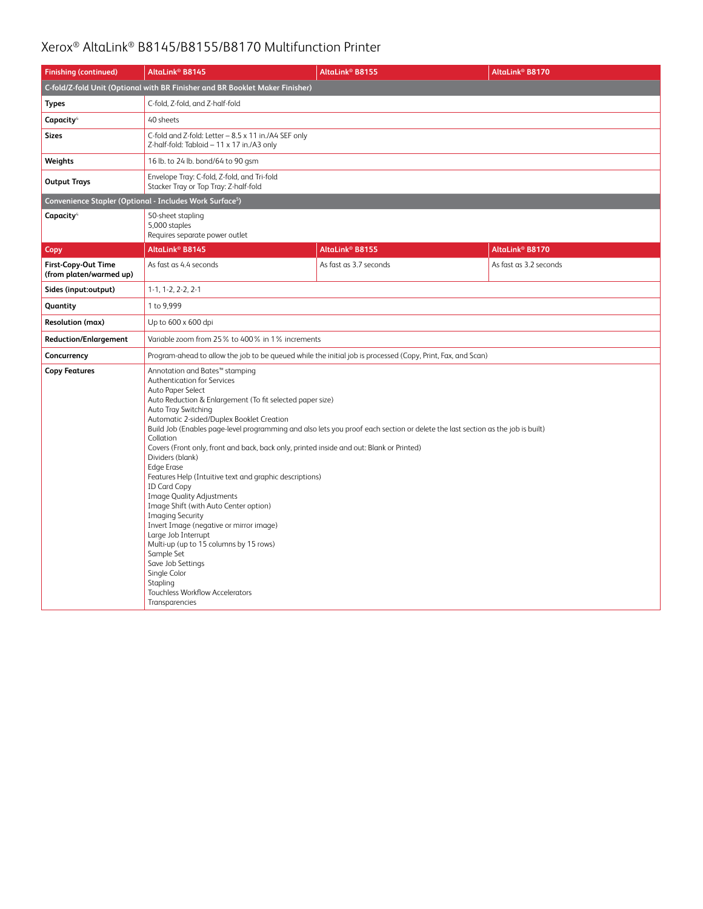# Xerox® AltaLink® B8145/B8155/B8170 Multifunction Printer

| Finishing (continued) | AltaLink® B8145 | AltaLink® B8155 | AltaLink® B8170 |
| --- | --- | --- | --- |
| **C-fold/Z-fold Unit (Optional with BR Finisher and BR Booklet Maker Finisher)** | | | |
| **Types** | C-fold, Z-fold, and Z-half-fold | | |
| **Capacity**[4] | 40 sheets | | |
| **Sizes** | C-fold and Z-fold: Letter – 8.5 x 11 in./A4 SEF only<br>Z-half-fold: Tabloid – 11 x 17 in./A3 only | | |
| **Weights** | 16 lb. to 24 lb. bond/64 to 90 gsm | | |
| **Output Trays** | Envelope Tray: C-fold, Z-fold, and Tri-fold<br>Stacker Tray or Top Tray: Z-half-fold | | |
| **Convenience Stapler (Optional - Includes Work Surface[5])** | | | |
| **Capacity**[4] | 50-sheet stapling<br>5,000 staples<br>Requires separate power outlet | | |
| **Copy** | **AltaLink® B8145** | **AltaLink® B8155** | **AltaLink® B8170** |
| **First-Copy-Out Time (from platen/warmed up)** | As fast as 4.4 seconds | As fast as 3.7 seconds | As fast as 3.2 seconds |
| **Sides (input:output)** | 1-1, 1-2, 2-2, 2-1 | | |
| **Quantity** | 1 to 9,999 | | |
| **Resolution (max)** | Up to 600 x 600 dpi | | |
| **Reduction/Enlargement** | Variable zoom from 25% to 400% in 1% increments | | |
| **Concurrency** | Program-ahead to allow the job to be queued while the initial job is processed (Copy, Print, Fax, and Scan) | | |
| **Copy Features** | Annotation and Bates™ stamping<br>Authentication for Services<br>Auto Paper Select<br>Auto Reduction & Enlargement (To fit selected paper size)<br>Auto Tray Switching<br>Automatic 2-sided/Duplex Booklet Creation<br>Build Job (Enables page-level programming and also lets you proof each section or delete the last section as the job is built)<br>Collation<br>Covers (Front only, front and back, back only, printed inside and out: Blank or Printed)<br>Dividers (blank)<br>Edge Erase<br>Features Help (Intuitive text and graphic descriptions)<br>ID Card Copy<br>Image Quality Adjustments<br>Image Shift (with Auto Center option)<br>Imaging Security<br>Invert Image (negative or mirror image)<br>Large Job Interrupt<br>Multi-up (up to 15 columns by 15 rows)<br>Sample Set<br>Save Job Settings<br>Single Color<br>Stapling<br>Touchless Workflow Accelerators<br>Transparencies | | |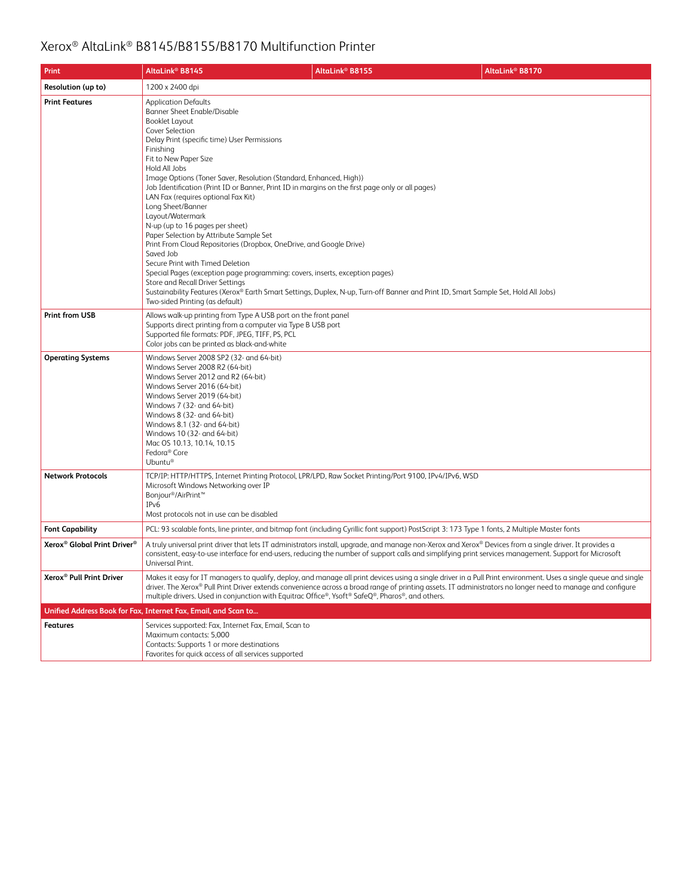# Xerox® AltaLink® B8145/B8155/B8170 Multifunction Printer

| Print | AltaLink® B8145 | AltaLink® B8155 | AltaLink® B8170 |
|---|---|---|---|
| **Resolution (up to)** | 1200 x 2400 dpi | | |
| **Print Features** | Application Defaults<br>Banner Sheet Enable/Disable<br>Booklet Layout<br>Cover Selection<br>Delay Print (specific time) User Permissions<br>Finishing<br>Fit to New Paper Size<br>Hold All Jobs<br>Image Options (Toner Saver, Resolution (Standard, Enhanced, High))<br>Job Identification (Print ID or Banner, Print ID in margins on the first page only or all pages)<br>LAN Fax (requires optional Fax Kit)<br>Long Sheet/Banner<br>Layout/Watermark<br>N-up (up to 16 pages per sheet)<br>Paper Selection by Attribute Sample Set<br>Print From Cloud Repositories (Dropbox, OneDrive, and Google Drive)<br>Saved Job<br>Secure Print with Timed Deletion<br>Special Pages (exception page programming: covers, inserts, exception pages)<br>Store and Recall Driver Settings<br>Sustainability Features (Xerox® Earth Smart Settings, Duplex, N-up, Turn-off Banner and Print ID, Smart Sample Set, Hold All Jobs)<br>Two-sided Printing (as default) | | |
| **Print from USB** | Allows walk-up printing from Type A USB port on the front panel<br>Supports direct printing from a computer via Type B USB port<br>Supported file formats: PDF, JPEG, TIFF, PS, PCL<br>Color jobs can be printed as black-and-white | | |
| **Operating Systems** | Windows Server 2008 SP2 (32- and 64-bit)<br>Windows Server 2008 R2 (64-bit)<br>Windows Server 2012 and R2 (64-bit)<br>Windows Server 2016 (64-bit)<br>Windows Server 2019 (64-bit)<br>Windows 7 (32- and 64-bit)<br>Windows 8 (32- and 64-bit)<br>Windows 8.1 (32- and 64-bit)<br>Windows 10 (32- and 64-bit)<br>Mac OS 10.13, 10.14, 10.15<br>Fedora® Core<br>Ubuntu® | | |
| **Network Protocols** | TCP/IP: HTTP/HTTPS, Internet Printing Protocol, LPR/LPD, Raw Socket Printing/Port 9100, IPv4/IPv6, WSD<br>Microsoft Windows Networking over IP<br>Bonjour®/AirPrint™<br>IPv6<br>Most protocols not in use can be disabled | | |
| **Font Capability** | PCL: 93 scalable fonts, line printer, and bitmap font (including Cyrillic font support) PostScript 3: 173 Type 1 fonts, 2 Multiple Master fonts | | |
| **Xerox® Global Print Driver®** | A truly universal print driver that lets IT administrators install, upgrade, and manage non-Xerox and Xerox® Devices from a single driver. It provides a consistent, easy-to-use interface for end-users, reducing the number of support calls and simplifying print services management. Support for Microsoft Universal Print. | | |
| **Xerox® Pull Print Driver** | Makes it easy for IT managers to qualify, deploy, and manage all print devices using a single driver in a Pull Print environment. Uses a single queue and single driver. The Xerox® Pull Print Driver extends convenience across a broad range of printing assets. IT administrators no longer need to manage and configure multiple drivers. Used in conjunction with Equitrac Office®, Ysoft® SafeQ®, Pharos®, and others. | | |
| **Unified Address Book for Fax, Internet Fax, Email, and Scan to...** | | | |
| **Features** | Services supported: Fax, Internet Fax, Email, Scan to<br>Maximum contacts: 5,000<br>Contacts: Supports 1 or more destinations<br>Favorites for quick access of all services supported | | |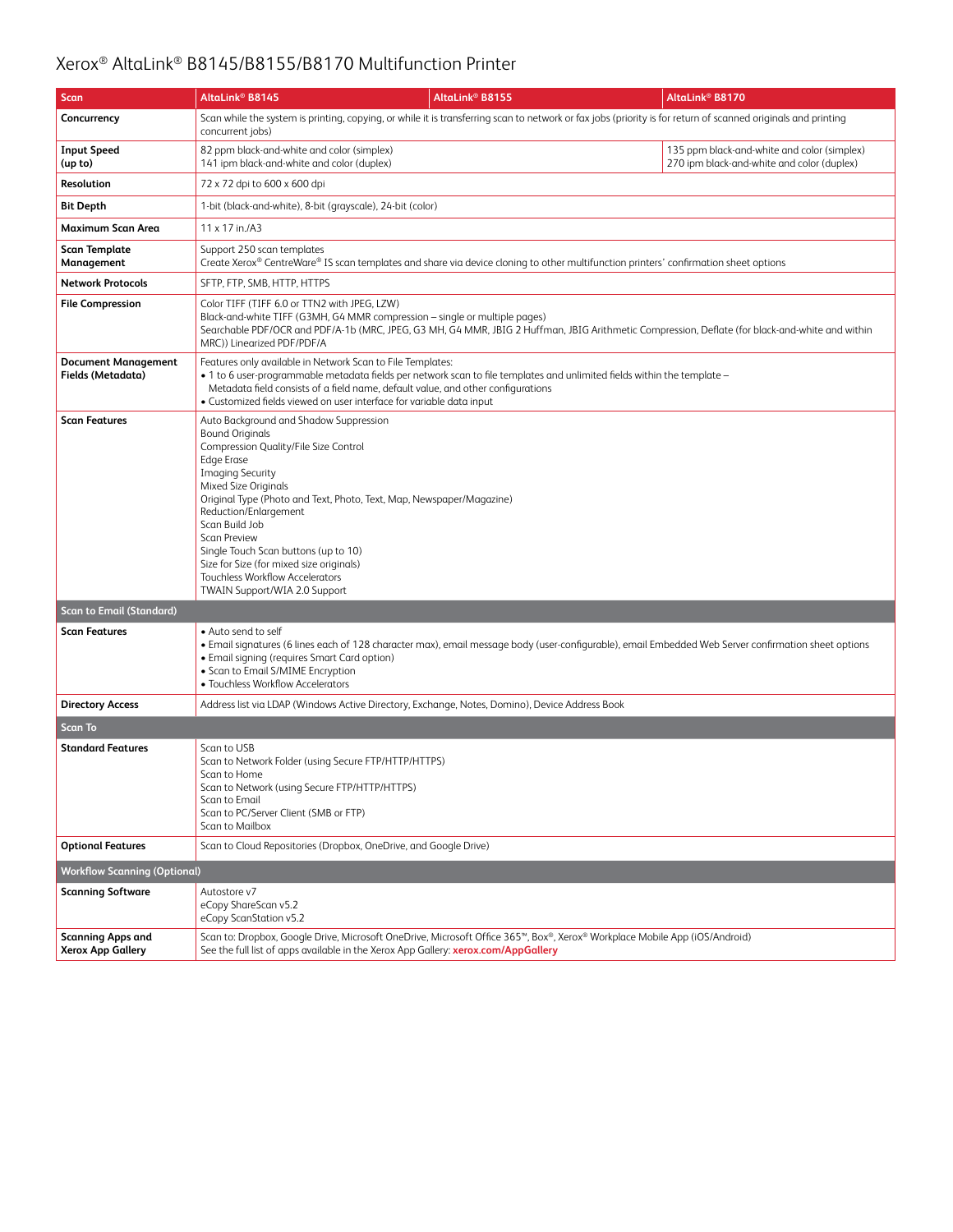# Xerox® AltaLink® B8145/B8155/B8170 Multifunction Printer

| Scan | AltaLink® B8145 | AltaLink® B8155 | AltaLink® B8170 |
|---|---|---|---|
| **Concurrency** | Scan while the system is printing, copying, or while it is transferring scan to network or fax jobs (priority is for return of scanned originals and printing concurrent jobs) | | |
| **Input Speed (up to)** | 82 ppm black-and-white and color (simplex)<br>141 ipm black-and-white and color (duplex) | | 135 ppm black-and-white and color (simplex)<br>270 ipm black-and-white and color (duplex) |
| **Resolution** | 72 x 72 dpi to 600 x 600 dpi | | |
| **Bit Depth** | 1-bit (black-and-white), 8-bit (grayscale), 24-bit (color) | | |
| **Maximum Scan Area** | 11 x 17 in./A3 | | |
| **Scan Template Management** | Support 250 scan templates<br>Create Xerox® CentreWare® IS scan templates and share via device cloning to other multifunction printers' confirmation sheet options | | |
| **Network Protocols** | SFTP, FTP, SMB, HTTP, HTTPS | | |
| **File Compression** | Color TIFF (TIFF 6.0 or TTN2 with JPEG, LZW)<br>Black-and-white TIFF (G3MH, G4 MMR compression – single or multiple pages)<br>Searchable PDF/OCR and PDF/A-1b (MRC, JPEG, G3 MH, G4 MMR, JBIG 2 Huffman, JBIG Arithmetic Compression, Deflate (for black-and-white and within MRC)) Linearized PDF/PDF/A | | |
| **Document Management Fields (Metadata)** | Features only available in Network Scan to File Templates:<br>• 1 to 6 user-programmable metadata fields per network scan to file templates and unlimited fields within the template – Metadata field consists of a field name, default value, and other configurations<br>• Customized fields viewed on user interface for variable data input | | |
| **Scan Features** | Auto Background and Shadow Suppression<br>Bound Originals<br>Compression Quality/File Size Control<br>Edge Erase<br>Imaging Security<br>Mixed Size Originals<br>Original Type (Photo and Text, Photo, Text, Map, Newspaper/Magazine)<br>Reduction/Enlargement<br>Scan Build Job<br>Scan Preview<br>Single Touch Scan buttons (up to 10)<br>Size for Size (for mixed size originals)<br>Touchless Workflow Accelerators<br>TWAIN Support/WIA 2.0 Support | | |
| **Scan to Email (Standard)** | | | |
| **Scan Features** | • Auto send to self<br>• Email signatures (6 lines each of 128 character max), email message body (user-configurable), email Embedded Web Server confirmation sheet options<br>• Email signing (requires Smart Card option)<br>• Scan to Email S/MIME Encryption<br>• Touchless Workflow Accelerators | | |
| **Directory Access** | Address list via LDAP (Windows Active Directory, Exchange, Notes, Domino), Device Address Book | | |
| **Scan To** | | | |
| **Standard Features** | Scan to USB<br>Scan to Network Folder (using Secure FTP/HTTP/HTTPS)<br>Scan to Home<br>Scan to Network (using Secure FTP/HTTP/HTTPS)<br>Scan to Email<br>Scan to PC/Server Client (SMB or FTP)<br>Scan to Mailbox | | |
| **Optional Features** | Scan to Cloud Repositories (Dropbox, OneDrive, and Google Drive) | | |
| **Workflow Scanning (Optional)** | | | |
| **Scanning Software** | Autostore v7<br>eCopy ShareScan v5.2<br>eCopy ScanStation v5.2 | | |
| **Scanning Apps and Xerox App Gallery** | Scan to: Dropbox, Google Drive, Microsoft OneDrive, Microsoft Office 365™, Box®, Xerox® Workplace Mobile App (iOS/Android)<br>See the full list of apps available in the Xerox App Gallery: **xerox.com/AppGallery** | | |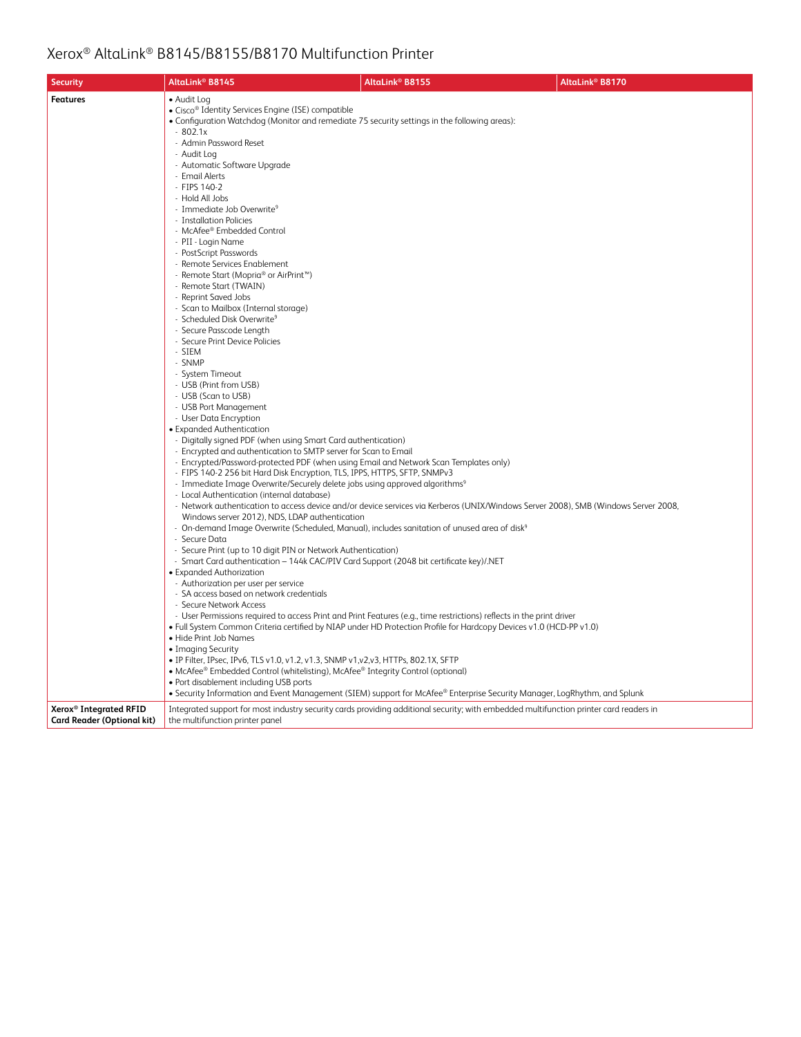# Xerox® AltaLink® B8145/B8155/B8170 Multifunction Printer

| Security | AltaLink® B8145 | AltaLink® B8155 | AltaLink® B8170 |
|---|---|---|---|
| Features | • Audit Log<br>• Cisco® Identity Services Engine (ISE) compatible<br>• Configuration Watchdog (Monitor and remediate 75 security settings in the following areas):<br>- 802.1x<br>- Admin Password Reset<br>- Audit Log<br>- Automatic Software Upgrade<br>- Email Alerts<br>- FIPS 140-2<br>- Hold All Jobs<br>- Immediate Job Overwrite[9]<br>- Installation Policies<br>- McAfee® Embedded Control<br>- PII - Login Name<br>- PostScript Passwords<br>- Remote Services Enablement<br>- Remote Start (Mopria® or AirPrint™)<br>- Remote Start (TWAIN)<br>- Reprint Saved Jobs<br>- Scan to Mailbox (Internal storage)<br>- Scheduled Disk Overwrite[9]<br>- Secure Passcode Length<br>- Secure Print Device Policies<br>- SIEM<br>- SNMP<br>- System Timeout<br>- USB (Print from USB)<br>- USB (Scan to USB)<br>- USB Port Management<br>- User Data Encryption<br>• Expanded Authentication<br>- Digitally signed PDF (when using Smart Card authentication)<br>- Encrypted and authentication to SMTP server for Scan to Email<br>- Encrypted/Password-protected PDF (when using Email and Network Scan Templates only)<br>- FIPS 140-2 256 bit Hard Disk Encryption, TLS, IPPS, HTTPS, SFTP, SNMPv3<br>- Immediate Image Overwrite/Securely delete jobs using approved algorithms[9]<br>- Local Authentication (internal database)<br>- Network authentication to access device and/or device services via Kerberos (UNIX/Windows Server 2008), SMB (Windows Server 2008, Windows server 2012), NDS, LDAP authentication<br>- On-demand Image Overwrite (Scheduled, Manual), includes sanitation of unused area of disk[9]<br>- Secure Data<br>- Secure Print (up to 10 digit PIN or Network Authentication)<br>- Smart Card authentication – 144k CAC/PIV Card Support (2048 bit certificate key)/.NET<br>• Expanded Authorization<br>- Authorization per user per service<br>- SA access based on network credentials<br>- Secure Network Access<br>- User Permissions required to access Print and Print Features (e.g., time restrictions) reflects in the print driver<br>• Full System Common Criteria certified by NIAP under HD Protection Profile for Hardcopy Devices v1.0 (HCD-PP v1.0)<br>• Hide Print Job Names<br>• Imaging Security<br>• IP Filter, IPsec, IPv6, TLS v1.0, v1.2, v1.3, SNMP v1,v2,v3, HTTPs, 802.1X, SFTP<br>• McAfee® Embedded Control (whitelisting), McAfee® Integrity Control (optional)<br>• Port disablement including USB ports<br>• Security Information and Event Management (SIEM) support for McAfee® Enterprise Security Manager, LogRhythm, and Splunk | | |
| Xerox® Integrated RFID Card Reader (Optional kit) | Integrated support for most industry security cards providing additional security; with embedded multifunction printer card readers in the multifunction printer panel | | |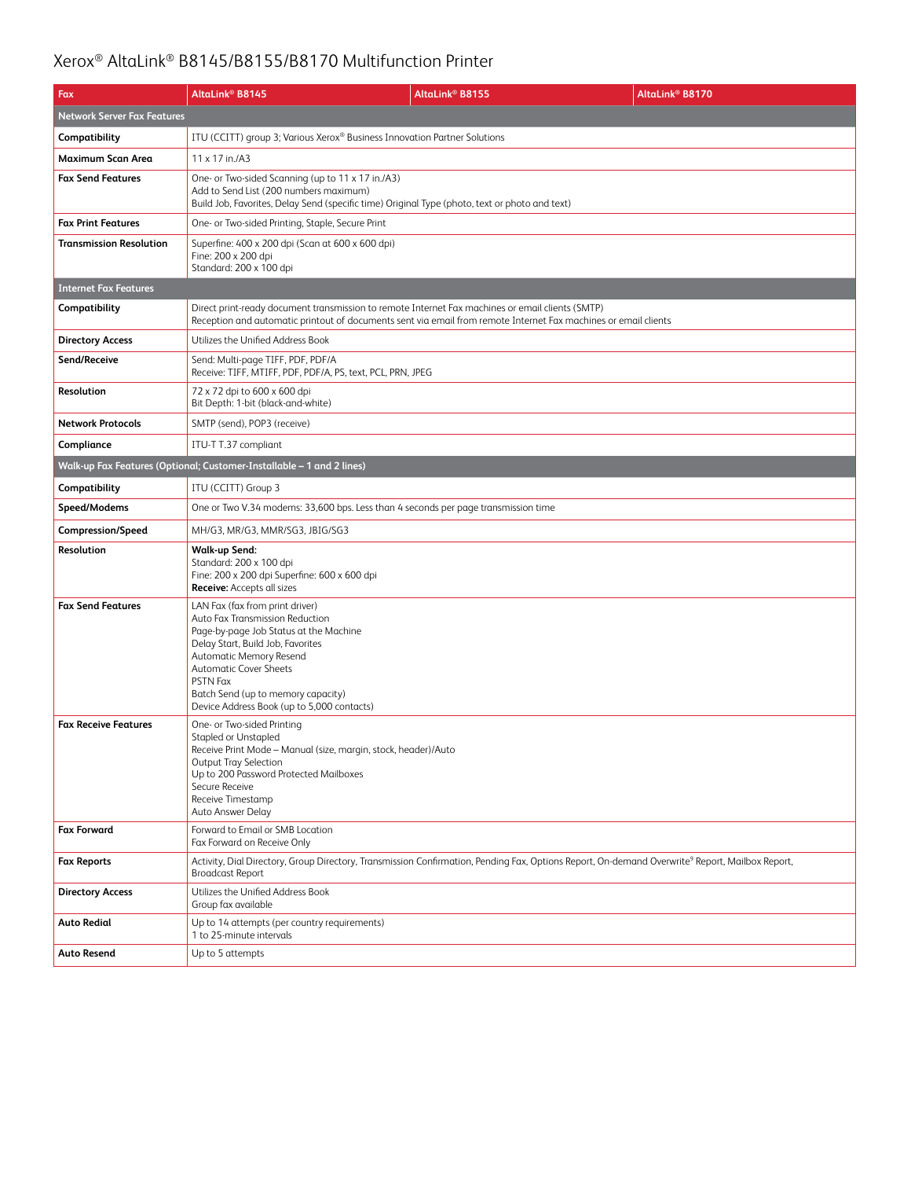# Xerox® AltaLink® B8145/B8155/B8170 Multifunction Printer

| Fax | AltaLink® B8145 | AltaLink® B8155 | AltaLink® B8170 |
|---|---|---|---|
| **Network Server Fax Features** | | | |
| **Compatibility** | ITU (CCITT) group 3; Various Xerox® Business Innovation Partner Solutions | | |
| **Maximum Scan Area** | 11 x 17 in./A3 | | |
| **Fax Send Features** | One- or Two-sided Scanning (up to 11 x 17 in./A3)<br>Add to Send List (200 numbers maximum)<br>Build Job, Favorites, Delay Send (specific time) Original Type (photo, text or photo and text) | | |
| **Fax Print Features** | One- or Two-sided Printing, Staple, Secure Print | | |
| **Transmission Resolution** | Superfine: 400 x 200 dpi (Scan at 600 x 600 dpi)<br>Fine: 200 x 200 dpi<br>Standard: 200 x 100 dpi | | |
| **Internet Fax Features** | | | |
| **Compatibility** | Direct print-ready document transmission to remote Internet Fax machines or email clients (SMTP)<br>Reception and automatic printout of documents sent via email from remote Internet Fax machines or email clients | | |
| **Directory Access** | Utilizes the Unified Address Book | | |
| **Send/Receive** | Send: Multi-page TIFF, PDF, PDF/A<br>Receive: TIFF, MTIFF, PDF, PDF/A, PS, text, PCL, PRN, JPEG | | |
| **Resolution** | 72 x 72 dpi to 600 x 600 dpi<br>Bit Depth: 1-bit (black-and-white) | | |
| **Network Protocols** | SMTP (send), POP3 (receive) | | |
| **Compliance** | ITU-T T.37 compliant | | |
| **Walk-up Fax Features (Optional; Customer-Installable – 1 and 2 lines)** | | | |
| **Compatibility** | ITU (CCITT) Group 3 | | |
| **Speed/Modems** | One or Two V.34 modems: 33,600 bps. Less than 4 seconds per page transmission time | | |
| **Compression/Speed** | MH/G3, MR/G3, MMR/SG3, JBIG/SG3 | | |
| **Resolution** | **Walk-up Send:**<br>Standard: 200 x 100 dpi<br>Fine: 200 x 200 dpi Superfine: 600 x 600 dpi<br>**Receive:** Accepts all sizes | | |
| **Fax Send Features** | LAN Fax (fax from print driver)<br>Auto Fax Transmission Reduction<br>Page-by-page Job Status at the Machine<br>Delay Start, Build Job, Favorites<br>Automatic Memory Resend<br>Automatic Cover Sheets<br>PSTN Fax<br>Batch Send (up to memory capacity)<br>Device Address Book (up to 5,000 contacts) | | |
| **Fax Receive Features** | One- or Two-sided Printing<br>Stapled or Unstapled<br>Receive Print Mode – Manual (size, margin, stock, header)/Auto<br>Output Tray Selection<br>Up to 200 Password Protected Mailboxes<br>Secure Receive<br>Receive Timestamp<br>Auto Answer Delay | | |
| **Fax Forward** | Forward to Email or SMB Location<br>Fax Forward on Receive Only | | |
| **Fax Reports** | Activity, Dial Directory, Group Directory, Transmission Confirmation, Pending Fax, Options Report, On-demand Overwrite[9] Report, Mailbox Report, Broadcast Report | | |
| **Directory Access** | Utilizes the Unified Address Book<br>Group fax available | | |
| **Auto Redial** | Up to 14 attempts (per country requirements)<br>1 to 25-minute intervals | | |
| **Auto Resend** | Up to 5 attempts | | |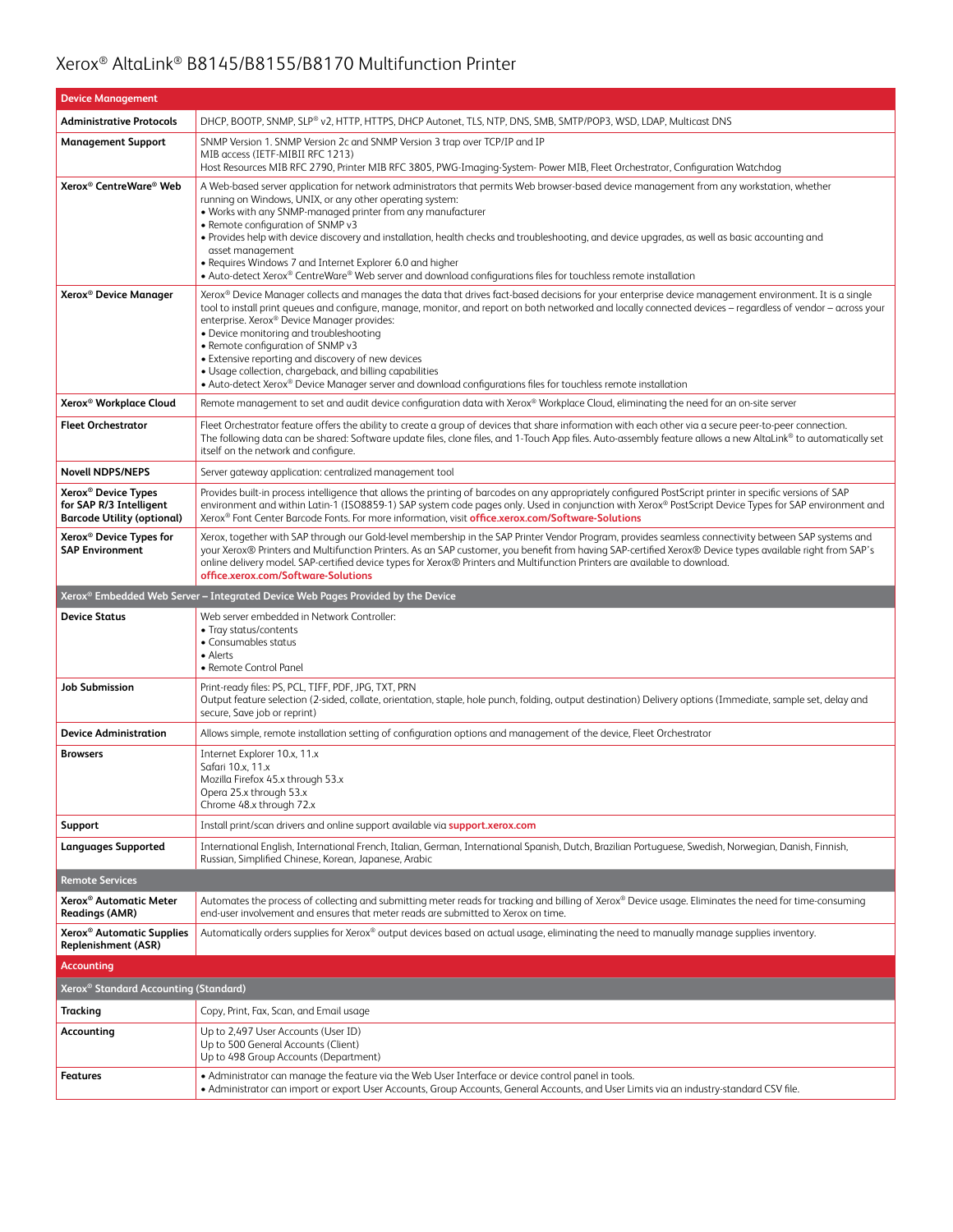# Xerox® AltaLink® B8145/B8155/B8170 Multifunction Printer

| Device Management | |
|---|---|
| **Administrative Protocols** | DHCP, BOOTP, SNMP, SLP® v2, HTTP, HTTPS, DHCP Autonet, TLS, NTP, DNS, SMB, SMTP/POP3, WSD, LDAP, Multicast DNS |
| **Management Support** | SNMP Version 1. SNMP Version 2c and SNMP Version 3 trap over TCP/IP and IP<br>MIB access (IETF-MIBII RFC 1213)<br>Host Resources MIB RFC 2790, Printer MIB RFC 3805, PWG-Imaging-System- Power MIB, Fleet Orchestrator, Configuration Watchdog |
| **Xerox® CentreWare® Web** | A Web-based server application for network administrators that permits Web browser-based device management from any workstation, whether running on Windows, UNIX, or any other operating system:<br>• Works with any SNMP-managed printer from any manufacturer<br>• Remote configuration of SNMP v3<br>• Provides help with device discovery and installation, health checks and troubleshooting, and device upgrades, as well as basic accounting and asset management<br>• Requires Windows 7 and Internet Explorer 6.0 and higher<br>• Auto-detect Xerox® CentreWare® Web server and download configurations files for touchless remote installation |
| **Xerox® Device Manager** | Xerox® Device Manager collects and manages the data that drives fact-based decisions for your enterprise device management environment. It is a single tool to install print queues and configure, manage, monitor, and report on both networked and locally connected devices – regardless of vendor – across your enterprise. Xerox® Device Manager provides:<br>• Device monitoring and troubleshooting<br>• Remote configuration of SNMP v3<br>• Extensive reporting and discovery of new devices<br>• Usage collection, chargeback, and billing capabilities<br>• Auto-detect Xerox® Device Manager server and download configurations files for touchless remote installation |
| **Xerox® Workplace Cloud** | Remote management to set and audit device configuration data with Xerox® Workplace Cloud, eliminating the need for an on-site server |
| **Fleet Orchestrator** | Fleet Orchestrator feature offers the ability to create a group of devices that share information with each other via a secure peer-to-peer connection. The following data can be shared: Software update files, clone files, and 1-Touch App files. Auto-assembly feature allows a new AltaLink® to automatically set itself on the network and configure. |
| **Novell NDPS/NEPS** | Server gateway application: centralized management tool |
| **Xerox® Device Types for SAP R/3 Intelligent Barcode Utility (optional)** | Provides built-in process intelligence that allows the printing of barcodes on any appropriately configured PostScript printer in specific versions of SAP environment and within Latin-1 (ISO8859-1) SAP system code pages only. Used in conjunction with Xerox® PostScript Device Types for SAP environment and Xerox® Font Center Barcode Fonts. For more information, visit **office.xerox.com/Software-Solutions** |
| **Xerox® Device Types for SAP Environment** | Xerox, together with SAP through our Gold-level membership in the SAP Printer Vendor Program, provides seamless connectivity between SAP systems and your Xerox® Printers and Multifunction Printers. As an SAP customer, you benefit from having SAP-certified Xerox® Device types available right from SAP's online delivery model. SAP-certified device types for Xerox® Printers and Multifunction Printers are available to download.<br>**office.xerox.com/Software-Solutions** |
| **Xerox® Embedded Web Server – Integrated Device Web Pages Provided by the Device** | |
| **Device Status** | Web server embedded in Network Controller:<br>• Tray status/contents<br>• Consumables status<br>• Alerts<br>• Remote Control Panel |
| **Job Submission** | Print-ready files: PS, PCL, TIFF, PDF, JPG, TXT, PRN<br>Output feature selection (2-sided, collate, orientation, staple, hole punch, folding, output destination) Delivery options (Immediate, sample set, delay and secure, Save job or reprint) |
| **Device Administration** | Allows simple, remote installation setting of configuration options and management of the device, Fleet Orchestrator |
| **Browsers** | Internet Explorer 10.x, 11.x<br>Safari 10.x, 11.x<br>Mozilla Firefox 45.x through 53.x<br>Opera 25.x through 53.x<br>Chrome 48.x through 72.x |
| **Support** | Install print/scan drivers and online support available via **support.xerox.com** |
| **Languages Supported** | International English, International French, Italian, German, International Spanish, Dutch, Brazilian Portuguese, Swedish, Norwegian, Danish, Finnish, Russian, Simplified Chinese, Korean, Japanese, Arabic |
| **Remote Services** | |
| **Xerox® Automatic Meter Readings (AMR)** | Automates the process of collecting and submitting meter reads for tracking and billing of Xerox® Device usage. Eliminates the need for time-consuming end-user involvement and ensures that meter reads are submitted to Xerox on time. |
| **Xerox® Automatic Supplies Replenishment (ASR)** | Automatically orders supplies for Xerox® output devices based on actual usage, eliminating the need to manually manage supplies inventory. |
| **Accounting** | |
| **Xerox® Standard Accounting (Standard)** | |
| **Tracking** | Copy, Print, Fax, Scan, and Email usage |
| **Accounting** | Up to 2,497 User Accounts (User ID)<br>Up to 500 General Accounts (Client)<br>Up to 498 Group Accounts (Department) |
| **Features** | • Administrator can manage the feature via the Web User Interface or device control panel in tools.<br>• Administrator can import or export User Accounts, Group Accounts, General Accounts, and User Limits via an industry-standard CSV file. |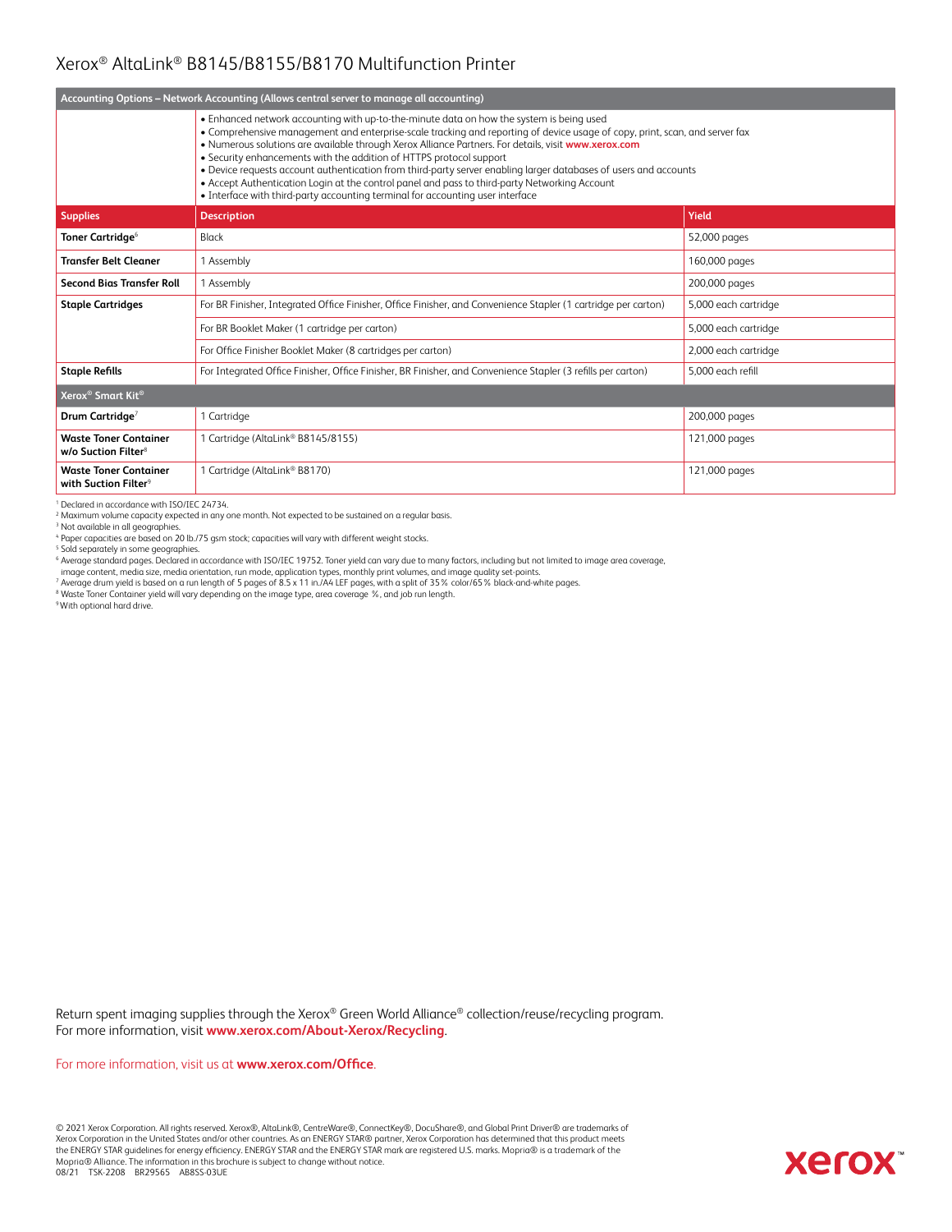| Accounting Options – Network Accounting (Allows central server to manage all accounting) | | |
|---|---|---|
| | • Enhanced network accounting with up-to-the-minute data on how the system is being used<br>• Comprehensive management and enterprise-scale tracking and reporting of device usage of copy, print, scan, and server fax<br>• Numerous solutions are available through Xerox Alliance Partners. For details, visit **www.xerox.com**<br>• Security enhancements with the addition of HTTPS protocol support<br>• Device requests account authentication from third-party server enabling larger databases of users and accounts<br>• Accept Authentication Login at the control panel and pass to third-party Networking Account<br>• Interface with third-party accounting terminal for accounting user interface | |
| **Supplies** | **Description** | **Yield** |
| **Toner Cartridge**[6] | Black | 52,000 pages |
| **Transfer Belt Cleaner** | 1 Assembly | 160,000 pages |
| **Second Bias Transfer Roll** | 1 Assembly | 200,000 pages |
| **Staple Cartridges** | For BR Finisher, Integrated Office Finisher, Office Finisher, and Convenience Stapler (1 cartridge per carton) | 5,000 each cartridge |
| | For BR Booklet Maker (1 cartridge per carton) | 5,000 each cartridge |
| | For Office Finisher Booklet Maker (8 cartridges per carton) | 2,000 each cartridge |
| **Staple Refills** | For Integrated Office Finisher, Office Finisher, BR Finisher, and Convenience Stapler (3 refills per carton) | 5,000 each refill |
| **Xerox® Smart Kit®** | | |
| **Drum Cartridge**[7] | 1 Cartridge | 200,000 pages |
| **Waste Toner Container w/o Suction Filter**[8] | 1 Cartridge (AltaLink® B8145/8155) | 121,000 pages |
| **Waste Toner Container with Suction Filter**[9] | 1 Cartridge (AltaLink® B8170) | 121,000 pages |

[1] Declared in accordance with ISO/IEC 24734.
[2] Maximum volume capacity expected in any one month. Not expected to be sustained on a regular basis.
[3] Not available in all geographies.
[4] Paper capacities are based on 20 lb./75 gsm stock; capacities will vary with different weight stocks.
[5] Sold separately in some geographies.
[6] Average standard pages. Declared in accordance with ISO/IEC 19752. Toner yield can vary due to many factors, including but not limited to image area coverage, image content, media size, media orientation, run mode, application types, monthly print volumes, and image quality set-points.
[7] Average drum yield is based on a run length of 5 pages of 8.5 x 11 in./A4 LEF pages, with a split of 35% color/65% black-and-white pages.
[8] Waste Toner Container yield will vary depending on the image type, area coverage %, and job run length.
[9] With optional hard drive.

Return spent imaging supplies through the Xerox® Green World Alliance® collection/reuse/recycling program. For more information, visit **www.xerox.com/About-Xerox/Recycling**.

For more information, visit us at **www.xerox.com/Office**.

© 2021 Xerox Corporation. All rights reserved. Xerox®, AltaLink®, CentreWare®, ConnectKey®, DocuShare®, and Global Print Driver® are trademarks of Xerox Corporation in the United States and/or other countries. As an ENERGY STAR® partner, Xerox Corporation has determined that this product meets the ENERGY STAR guidelines for energy efficiency. ENERGY STAR and the ENERGY STAR mark are registered U.S. marks. Mopria® is a trademark of the Mopria® Alliance. The information in this brochure is subject to change without notice.
08/21 TSK-2208 BR29565 AB8SS-03UE

xerox™